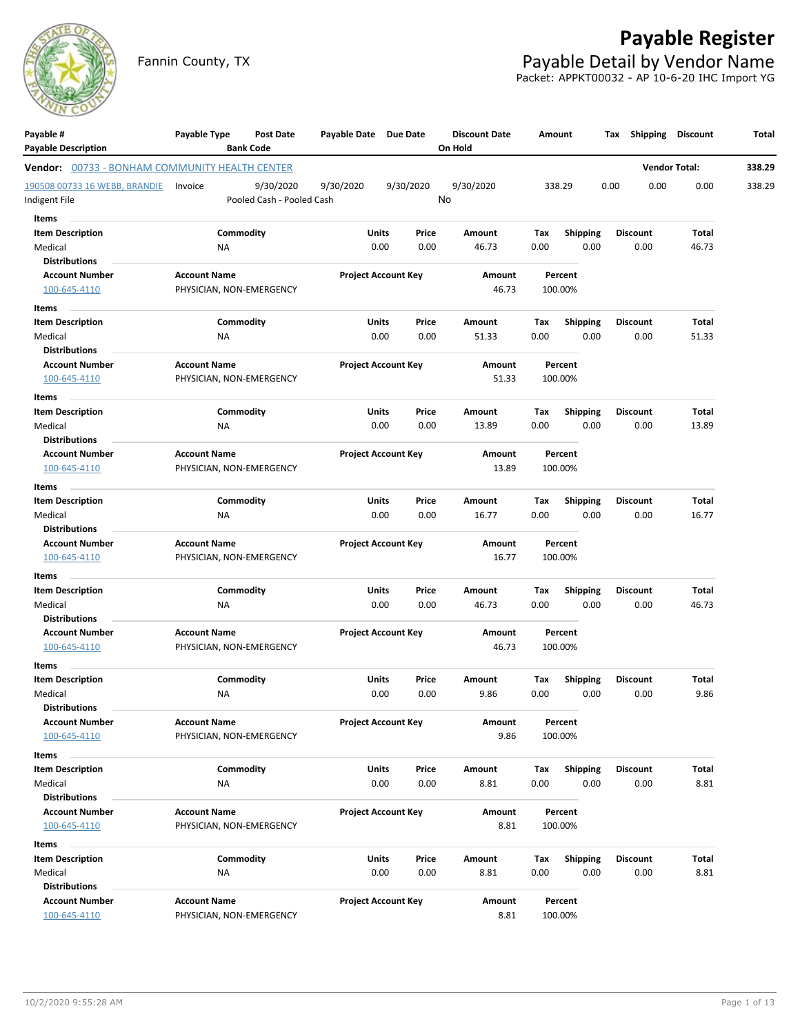# Payable Register

## Payable Detail by Vendor Name

Fannin County, TX

Packet: APPKT00032 - AP 10-6-20 IHC Import YG

| Payable # / Payable Description | Payable Type | Post Date / Bank Code | Payable Date | Due Date | Discount Date / On Hold | Amount | Tax | Shipping | Discount | Total |
|---|---|---|---|---|---|---|---|---|---|---|

**Vendor:** 00733 - BONHAM COMMUNITY HEALTH CENTER — **Vendor Total:** 338.29

| Payable # | Payable Type | Post Date | Payable Date | Due Date | Discount Date | Amount | Tax | Shipping | Discount | Total |
|---|---|---|---|---|---|---|---|---|---|---|
| 190508 00733 16 WEBB, BRANDIE | Invoice | 9/30/2020 | 9/30/2020 | 9/30/2020 | 9/30/2020 | 338.29 | 0.00 | 0.00 | 0.00 | 338.29 |
| Indigent File | | Pooled Cash - Pooled Cash | | | No | | | | | |

**Items**

| Item Description | Commodity | Units | Price | Amount | Tax | Shipping | Discount | Total |
|---|---|---|---|---|---|---|---|---|
| Medical | NA | 0.00 | 0.00 | 46.73 | 0.00 | 0.00 | 0.00 | 46.73 |

**Distributions**

| Account Number | Account Name | Project Account Key | Amount | Percent |
|---|---|---|---|---|
| 100-645-4110 | PHYSICIAN, NON-EMERGENCY | | 46.73 | 100.00% |

**Items**

| Item Description | Commodity | Units | Price | Amount | Tax | Shipping | Discount | Total |
|---|---|---|---|---|---|---|---|---|
| Medical | NA | 0.00 | 0.00 | 51.33 | 0.00 | 0.00 | 0.00 | 51.33 |

**Distributions**

| Account Number | Account Name | Project Account Key | Amount | Percent |
|---|---|---|---|---|
| 100-645-4110 | PHYSICIAN, NON-EMERGENCY | | 51.33 | 100.00% |

**Items**

| Item Description | Commodity | Units | Price | Amount | Tax | Shipping | Discount | Total |
|---|---|---|---|---|---|---|---|---|
| Medical | NA | 0.00 | 0.00 | 13.89 | 0.00 | 0.00 | 0.00 | 13.89 |

**Distributions**

| Account Number | Account Name | Project Account Key | Amount | Percent |
|---|---|---|---|---|
| 100-645-4110 | PHYSICIAN, NON-EMERGENCY | | 13.89 | 100.00% |

**Items**

| Item Description | Commodity | Units | Price | Amount | Tax | Shipping | Discount | Total |
|---|---|---|---|---|---|---|---|---|
| Medical | NA | 0.00 | 0.00 | 16.77 | 0.00 | 0.00 | 0.00 | 16.77 |

**Distributions**

| Account Number | Account Name | Project Account Key | Amount | Percent |
|---|---|---|---|---|
| 100-645-4110 | PHYSICIAN, NON-EMERGENCY | | 16.77 | 100.00% |

**Items**

| Item Description | Commodity | Units | Price | Amount | Tax | Shipping | Discount | Total |
|---|---|---|---|---|---|---|---|---|
| Medical | NA | 0.00 | 0.00 | 46.73 | 0.00 | 0.00 | 0.00 | 46.73 |

**Distributions**

| Account Number | Account Name | Project Account Key | Amount | Percent |
|---|---|---|---|---|
| 100-645-4110 | PHYSICIAN, NON-EMERGENCY | | 46.73 | 100.00% |

**Items**

| Item Description | Commodity | Units | Price | Amount | Tax | Shipping | Discount | Total |
|---|---|---|---|---|---|---|---|---|
| Medical | NA | 0.00 | 0.00 | 9.86 | 0.00 | 0.00 | 0.00 | 9.86 |

**Distributions**

| Account Number | Account Name | Project Account Key | Amount | Percent |
|---|---|---|---|---|
| 100-645-4110 | PHYSICIAN, NON-EMERGENCY | | 9.86 | 100.00% |

**Items**

| Item Description | Commodity | Units | Price | Amount | Tax | Shipping | Discount | Total |
|---|---|---|---|---|---|---|---|---|
| Medical | NA | 0.00 | 0.00 | 8.81 | 0.00 | 0.00 | 0.00 | 8.81 |

**Distributions**

| Account Number | Account Name | Project Account Key | Amount | Percent |
|---|---|---|---|---|
| 100-645-4110 | PHYSICIAN, NON-EMERGENCY | | 8.81 | 100.00% |

**Items**

| Item Description | Commodity | Units | Price | Amount | Tax | Shipping | Discount | Total |
|---|---|---|---|---|---|---|---|---|
| Medical | NA | 0.00 | 0.00 | 8.81 | 0.00 | 0.00 | 0.00 | 8.81 |

**Distributions**

| Account Number | Account Name | Project Account Key | Amount | Percent |
|---|---|---|---|---|
| 100-645-4110 | PHYSICIAN, NON-EMERGENCY | | 8.81 | 100.00% |

10/2/2020 9:55:28 AM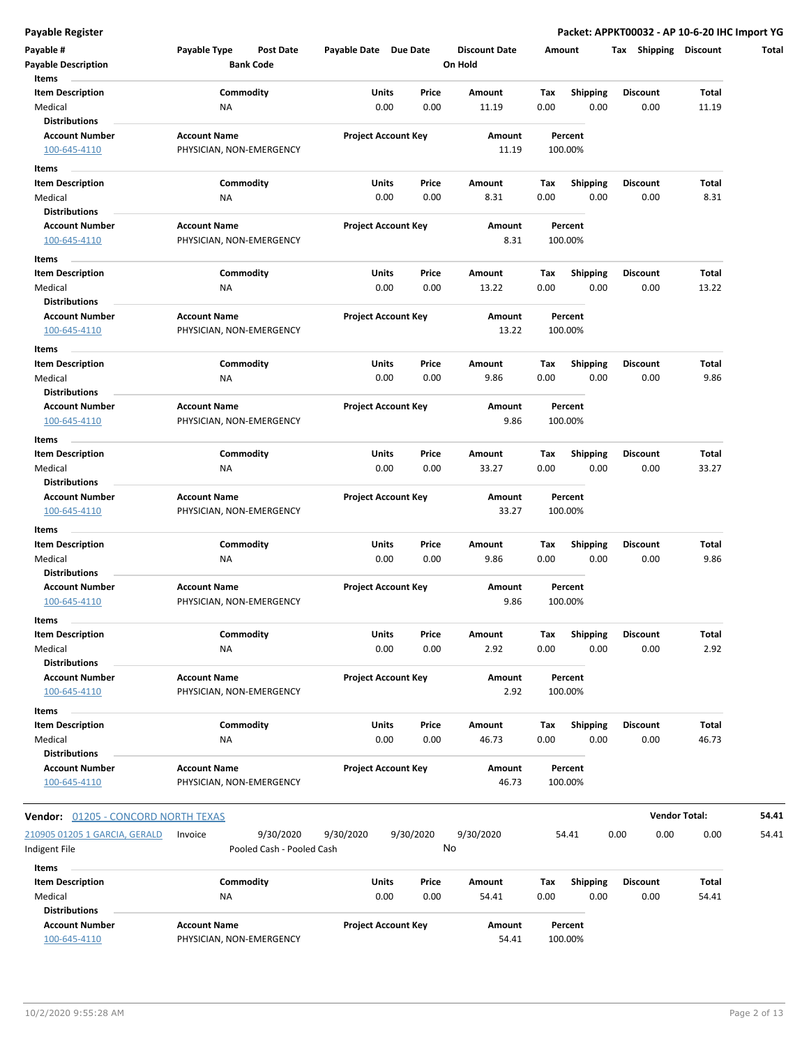**Payable Register** — **Packet: APPKT00032 - AP 10-6-20 IHC Import YG**

| Payable # | Payable Type | Post Date | Payable Date | Due Date | Discount Date | Amount | Tax | Shipping | Discount | Total |
|---|---|---|---|---|---|---|---|---|---|---|
| Payable Description | | Bank Code | | | On Hold | | | | | |

**Items**

| Item Description | Commodity | Units | Price | Amount | Tax | Shipping | Discount | Total |
|---|---|---|---|---|---|---|---|---|
| Medical | NA | 0.00 | 0.00 | 11.19 | 0.00 | 0.00 | 0.00 | 11.19 |

**Distributions**

| Account Number | Account Name | Project Account Key | Amount | Percent |
|---|---|---|---|---|
| 100-645-4110 | PHYSICIAN, NON-EMERGENCY | | 11.19 | 100.00% |

**Items**

| Item Description | Commodity | Units | Price | Amount | Tax | Shipping | Discount | Total |
|---|---|---|---|---|---|---|---|---|
| Medical | NA | 0.00 | 0.00 | 8.31 | 0.00 | 0.00 | 0.00 | 8.31 |

**Distributions**

| Account Number | Account Name | Project Account Key | Amount | Percent |
|---|---|---|---|---|
| 100-645-4110 | PHYSICIAN, NON-EMERGENCY | | 8.31 | 100.00% |

**Items**

| Item Description | Commodity | Units | Price | Amount | Tax | Shipping | Discount | Total |
|---|---|---|---|---|---|---|---|---|
| Medical | NA | 0.00 | 0.00 | 13.22 | 0.00 | 0.00 | 0.00 | 13.22 |

**Distributions**

| Account Number | Account Name | Project Account Key | Amount | Percent |
|---|---|---|---|---|
| 100-645-4110 | PHYSICIAN, NON-EMERGENCY | | 13.22 | 100.00% |

**Items**

| Item Description | Commodity | Units | Price | Amount | Tax | Shipping | Discount | Total |
|---|---|---|---|---|---|---|---|---|
| Medical | NA | 0.00 | 0.00 | 9.86 | 0.00 | 0.00 | 0.00 | 9.86 |

**Distributions**

| Account Number | Account Name | Project Account Key | Amount | Percent |
|---|---|---|---|---|
| 100-645-4110 | PHYSICIAN, NON-EMERGENCY | | 9.86 | 100.00% |

**Items**

| Item Description | Commodity | Units | Price | Amount | Tax | Shipping | Discount | Total |
|---|---|---|---|---|---|---|---|---|
| Medical | NA | 0.00 | 0.00 | 33.27 | 0.00 | 0.00 | 0.00 | 33.27 |

**Distributions**

| Account Number | Account Name | Project Account Key | Amount | Percent |
|---|---|---|---|---|
| 100-645-4110 | PHYSICIAN, NON-EMERGENCY | | 33.27 | 100.00% |

**Items**

| Item Description | Commodity | Units | Price | Amount | Tax | Shipping | Discount | Total |
|---|---|---|---|---|---|---|---|---|
| Medical | NA | 0.00 | 0.00 | 9.86 | 0.00 | 0.00 | 0.00 | 9.86 |

**Distributions**

| Account Number | Account Name | Project Account Key | Amount | Percent |
|---|---|---|---|---|
| 100-645-4110 | PHYSICIAN, NON-EMERGENCY | | 9.86 | 100.00% |

**Items**

| Item Description | Commodity | Units | Price | Amount | Tax | Shipping | Discount | Total |
|---|---|---|---|---|---|---|---|---|
| Medical | NA | 0.00 | 0.00 | 2.92 | 0.00 | 0.00 | 0.00 | 2.92 |

**Distributions**

| Account Number | Account Name | Project Account Key | Amount | Percent |
|---|---|---|---|---|
| 100-645-4110 | PHYSICIAN, NON-EMERGENCY | | 2.92 | 100.00% |

**Items**

| Item Description | Commodity | Units | Price | Amount | Tax | Shipping | Discount | Total |
|---|---|---|---|---|---|---|---|---|
| Medical | NA | 0.00 | 0.00 | 46.73 | 0.00 | 0.00 | 0.00 | 46.73 |

**Distributions**

| Account Number | Account Name | Project Account Key | Amount | Percent |
|---|---|---|---|---|
| 100-645-4110 | PHYSICIAN, NON-EMERGENCY | | 46.73 | 100.00% |

**Vendor:** 01205 - CONCORD NORTH TEXAS — **Vendor Total:** **54.41**

| Payable # | Payable Type | Post Date | Payable Date | Due Date | Discount Date | Amount | Tax | Shipping | Discount | Total |
|---|---|---|---|---|---|---|---|---|---|---|
| 210905 01205 1 GARCIA, GERALD | Invoice | 9/30/2020 | 9/30/2020 | 9/30/2020 | 9/30/2020 | 54.41 | 0.00 | 0.00 | 0.00 | 54.41 |
| Indigent File | | Pooled Cash - Pooled Cash | | | No | | | | | |

**Items**

| Item Description | Commodity | Units | Price | Amount | Tax | Shipping | Discount | Total |
|---|---|---|---|---|---|---|---|---|
| Medical | NA | 0.00 | 0.00 | 54.41 | 0.00 | 0.00 | 0.00 | 54.41 |

**Distributions**

| Account Number | Account Name | Project Account Key | Amount | Percent |
|---|---|---|---|---|
| 100-645-4110 | PHYSICIAN, NON-EMERGENCY | | 54.41 | 100.00% |

10/2/2020 9:55:28 AM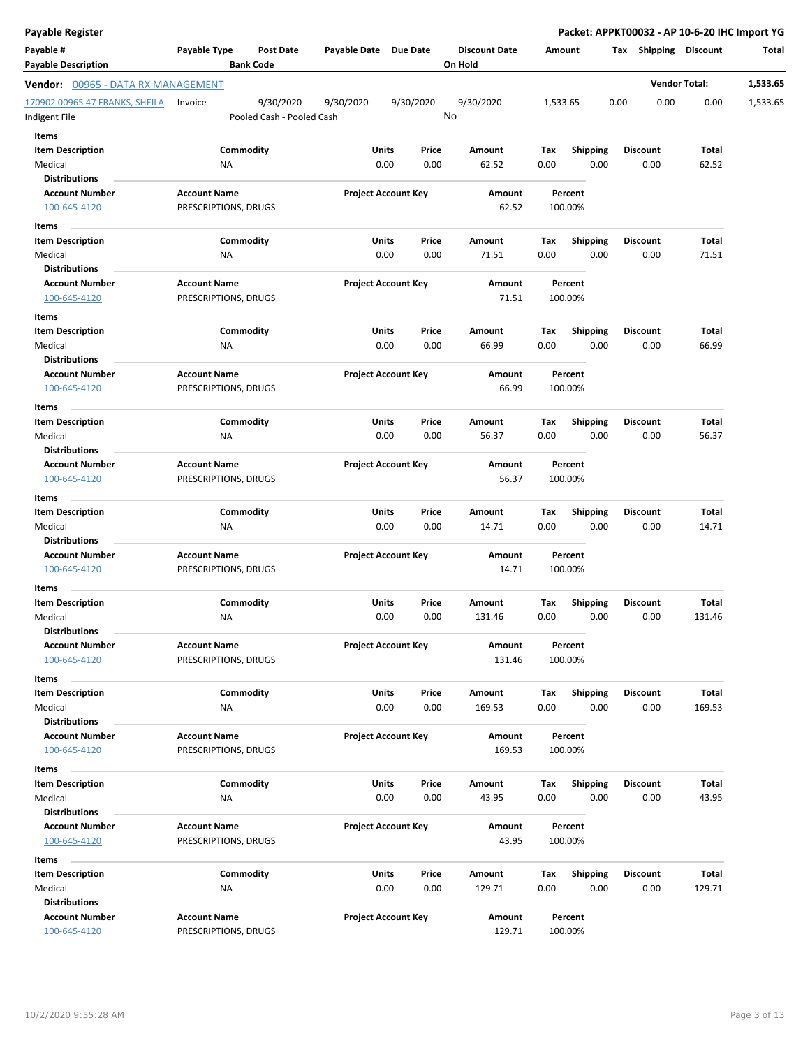**Payable Register** — **Packet: APPKT00032 - AP 10-6-20 IHC Import YG**

| Payable # / Payable Description | Payable Type | Post Date / Bank Code | Payable Date | Due Date | Discount Date / On Hold | Amount | Tax | Shipping | Discount | Total |
|---|---|---|---|---|---|---|---|---|---|---|

**Vendor:** 00965 - DATA RX MANAGEMENT — **Vendor Total:** 1,533.65

| Payable # / Payable Description | Payable Type | Post Date / Bank Code | Payable Date | Due Date | Discount Date / On Hold | Amount | Tax | Shipping | Discount | Total |
|---|---|---|---|---|---|---|---|---|---|---|
| 170902 00965 47 FRANKS, SHEILA | Invoice | 9/30/2020 | 9/30/2020 | 9/30/2020 | 9/30/2020 | 1,533.65 | 0.00 | 0.00 | 0.00 | 1,533.65 |
| Indigent File | | Pooled Cash - Pooled Cash | | | No | | | | | |

**Items**

| Item Description | Commodity | Units | Price | Amount | Tax | Shipping | Discount | Total |
|---|---|---|---|---|---|---|---|---|
| Medical | NA | 0.00 | 0.00 | 62.52 | 0.00 | 0.00 | 0.00 | 62.52 |

**Distributions**

| Account Number | Account Name | Project Account Key | Amount | Percent |
|---|---|---|---|---|
| 100-645-4120 | PRESCRIPTIONS, DRUGS | | 62.52 | 100.00% |

**Items**

| Item Description | Commodity | Units | Price | Amount | Tax | Shipping | Discount | Total |
|---|---|---|---|---|---|---|---|---|
| Medical | NA | 0.00 | 0.00 | 71.51 | 0.00 | 0.00 | 0.00 | 71.51 |

**Distributions**

| Account Number | Account Name | Project Account Key | Amount | Percent |
|---|---|---|---|---|
| 100-645-4120 | PRESCRIPTIONS, DRUGS | | 71.51 | 100.00% |

**Items**

| Item Description | Commodity | Units | Price | Amount | Tax | Shipping | Discount | Total |
|---|---|---|---|---|---|---|---|---|
| Medical | NA | 0.00 | 0.00 | 66.99 | 0.00 | 0.00 | 0.00 | 66.99 |

**Distributions**

| Account Number | Account Name | Project Account Key | Amount | Percent |
|---|---|---|---|---|
| 100-645-4120 | PRESCRIPTIONS, DRUGS | | 66.99 | 100.00% |

**Items**

| Item Description | Commodity | Units | Price | Amount | Tax | Shipping | Discount | Total |
|---|---|---|---|---|---|---|---|---|
| Medical | NA | 0.00 | 0.00 | 56.37 | 0.00 | 0.00 | 0.00 | 56.37 |

**Distributions**

| Account Number | Account Name | Project Account Key | Amount | Percent |
|---|---|---|---|---|
| 100-645-4120 | PRESCRIPTIONS, DRUGS | | 56.37 | 100.00% |

**Items**

| Item Description | Commodity | Units | Price | Amount | Tax | Shipping | Discount | Total |
|---|---|---|---|---|---|---|---|---|
| Medical | NA | 0.00 | 0.00 | 14.71 | 0.00 | 0.00 | 0.00 | 14.71 |

**Distributions**

| Account Number | Account Name | Project Account Key | Amount | Percent |
|---|---|---|---|---|
| 100-645-4120 | PRESCRIPTIONS, DRUGS | | 14.71 | 100.00% |

**Items**

| Item Description | Commodity | Units | Price | Amount | Tax | Shipping | Discount | Total |
|---|---|---|---|---|---|---|---|---|
| Medical | NA | 0.00 | 0.00 | 131.46 | 0.00 | 0.00 | 0.00 | 131.46 |

**Distributions**

| Account Number | Account Name | Project Account Key | Amount | Percent |
|---|---|---|---|---|
| 100-645-4120 | PRESCRIPTIONS, DRUGS | | 131.46 | 100.00% |

**Items**

| Item Description | Commodity | Units | Price | Amount | Tax | Shipping | Discount | Total |
|---|---|---|---|---|---|---|---|---|
| Medical | NA | 0.00 | 0.00 | 169.53 | 0.00 | 0.00 | 0.00 | 169.53 |

**Distributions**

| Account Number | Account Name | Project Account Key | Amount | Percent |
|---|---|---|---|---|
| 100-645-4120 | PRESCRIPTIONS, DRUGS | | 169.53 | 100.00% |

**Items**

| Item Description | Commodity | Units | Price | Amount | Tax | Shipping | Discount | Total |
|---|---|---|---|---|---|---|---|---|
| Medical | NA | 0.00 | 0.00 | 43.95 | 0.00 | 0.00 | 0.00 | 43.95 |

**Distributions**

| Account Number | Account Name | Project Account Key | Amount | Percent |
|---|---|---|---|---|
| 100-645-4120 | PRESCRIPTIONS, DRUGS | | 43.95 | 100.00% |

**Items**

| Item Description | Commodity | Units | Price | Amount | Tax | Shipping | Discount | Total |
|---|---|---|---|---|---|---|---|---|
| Medical | NA | 0.00 | 0.00 | 129.71 | 0.00 | 0.00 | 0.00 | 129.71 |

**Distributions**

| Account Number | Account Name | Project Account Key | Amount | Percent |
|---|---|---|---|---|
| 100-645-4120 | PRESCRIPTIONS, DRUGS | | 129.71 | 100.00% |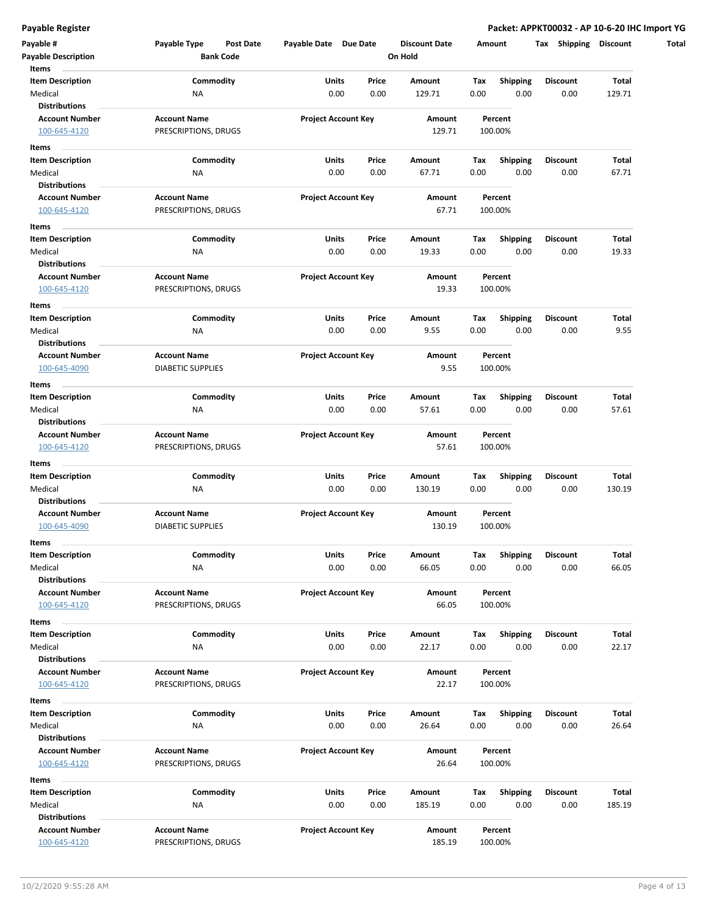**Payable Register** **Packet: APPKT00032 - AP 10-6-20 IHC Import YG**

| Payable # | Payable Type | Post Date | Payable Date | Due Date | Discount Date | Amount | Tax | Shipping | Discount | Total |
|---|---|---|---|---|---|---|---|---|---|---|
| **Payable Description** | **Bank Code** | | | | **On Hold** | | | | | |

**Items**

| Item Description | Commodity | Units | Price | Amount | Tax | Shipping | Discount | Total |
|---|---|---|---|---|---|---|---|---|
| Medical | NA | 0.00 | 0.00 | 129.71 | 0.00 | 0.00 | 0.00 | 129.71 |

**Distributions**

| Account Number | Account Name | Project Account Key | Amount | Percent |
|---|---|---|---|---|
| 100-645-4120 | PRESCRIPTIONS, DRUGS | | 129.71 | 100.00% |

**Items**

| Item Description | Commodity | Units | Price | Amount | Tax | Shipping | Discount | Total |
|---|---|---|---|---|---|---|---|---|
| Medical | NA | 0.00 | 0.00 | 67.71 | 0.00 | 0.00 | 0.00 | 67.71 |

**Distributions**

| Account Number | Account Name | Project Account Key | Amount | Percent |
|---|---|---|---|---|
| 100-645-4120 | PRESCRIPTIONS, DRUGS | | 67.71 | 100.00% |

**Items**

| Item Description | Commodity | Units | Price | Amount | Tax | Shipping | Discount | Total |
|---|---|---|---|---|---|---|---|---|
| Medical | NA | 0.00 | 0.00 | 19.33 | 0.00 | 0.00 | 0.00 | 19.33 |

**Distributions**

| Account Number | Account Name | Project Account Key | Amount | Percent |
|---|---|---|---|---|
| 100-645-4120 | PRESCRIPTIONS, DRUGS | | 19.33 | 100.00% |

**Items**

| Item Description | Commodity | Units | Price | Amount | Tax | Shipping | Discount | Total |
|---|---|---|---|---|---|---|---|---|
| Medical | NA | 0.00 | 0.00 | 9.55 | 0.00 | 0.00 | 0.00 | 9.55 |

**Distributions**

| Account Number | Account Name | Project Account Key | Amount | Percent |
|---|---|---|---|---|
| 100-645-4090 | DIABETIC SUPPLIES | | 9.55 | 100.00% |

**Items**

| Item Description | Commodity | Units | Price | Amount | Tax | Shipping | Discount | Total |
|---|---|---|---|---|---|---|---|---|
| Medical | NA | 0.00 | 0.00 | 57.61 | 0.00 | 0.00 | 0.00 | 57.61 |

**Distributions**

| Account Number | Account Name | Project Account Key | Amount | Percent |
|---|---|---|---|---|
| 100-645-4120 | PRESCRIPTIONS, DRUGS | | 57.61 | 100.00% |

**Items**

| Item Description | Commodity | Units | Price | Amount | Tax | Shipping | Discount | Total |
|---|---|---|---|---|---|---|---|---|
| Medical | NA | 0.00 | 0.00 | 130.19 | 0.00 | 0.00 | 0.00 | 130.19 |

**Distributions**

| Account Number | Account Name | Project Account Key | Amount | Percent |
|---|---|---|---|---|
| 100-645-4090 | DIABETIC SUPPLIES | | 130.19 | 100.00% |

**Items**

| Item Description | Commodity | Units | Price | Amount | Tax | Shipping | Discount | Total |
|---|---|---|---|---|---|---|---|---|
| Medical | NA | 0.00 | 0.00 | 66.05 | 0.00 | 0.00 | 0.00 | 66.05 |

**Distributions**

| Account Number | Account Name | Project Account Key | Amount | Percent |
|---|---|---|---|---|
| 100-645-4120 | PRESCRIPTIONS, DRUGS | | 66.05 | 100.00% |

**Items**

| Item Description | Commodity | Units | Price | Amount | Tax | Shipping | Discount | Total |
|---|---|---|---|---|---|---|---|---|
| Medical | NA | 0.00 | 0.00 | 22.17 | 0.00 | 0.00 | 0.00 | 22.17 |

**Distributions**

| Account Number | Account Name | Project Account Key | Amount | Percent |
|---|---|---|---|---|
| 100-645-4120 | PRESCRIPTIONS, DRUGS | | 22.17 | 100.00% |

**Items**

| Item Description | Commodity | Units | Price | Amount | Tax | Shipping | Discount | Total |
|---|---|---|---|---|---|---|---|---|
| Medical | NA | 0.00 | 0.00 | 26.64 | 0.00 | 0.00 | 0.00 | 26.64 |

**Distributions**

| Account Number | Account Name | Project Account Key | Amount | Percent |
|---|---|---|---|---|
| 100-645-4120 | PRESCRIPTIONS, DRUGS | | 26.64 | 100.00% |

**Items**

| Item Description | Commodity | Units | Price | Amount | Tax | Shipping | Discount | Total |
|---|---|---|---|---|---|---|---|---|
| Medical | NA | 0.00 | 0.00 | 185.19 | 0.00 | 0.00 | 0.00 | 185.19 |

**Distributions**

| Account Number | Account Name | Project Account Key | Amount | Percent |
|---|---|---|---|---|
| 100-645-4120 | PRESCRIPTIONS, DRUGS | | 185.19 | 100.00% |

10/2/2020 9:55:28 AM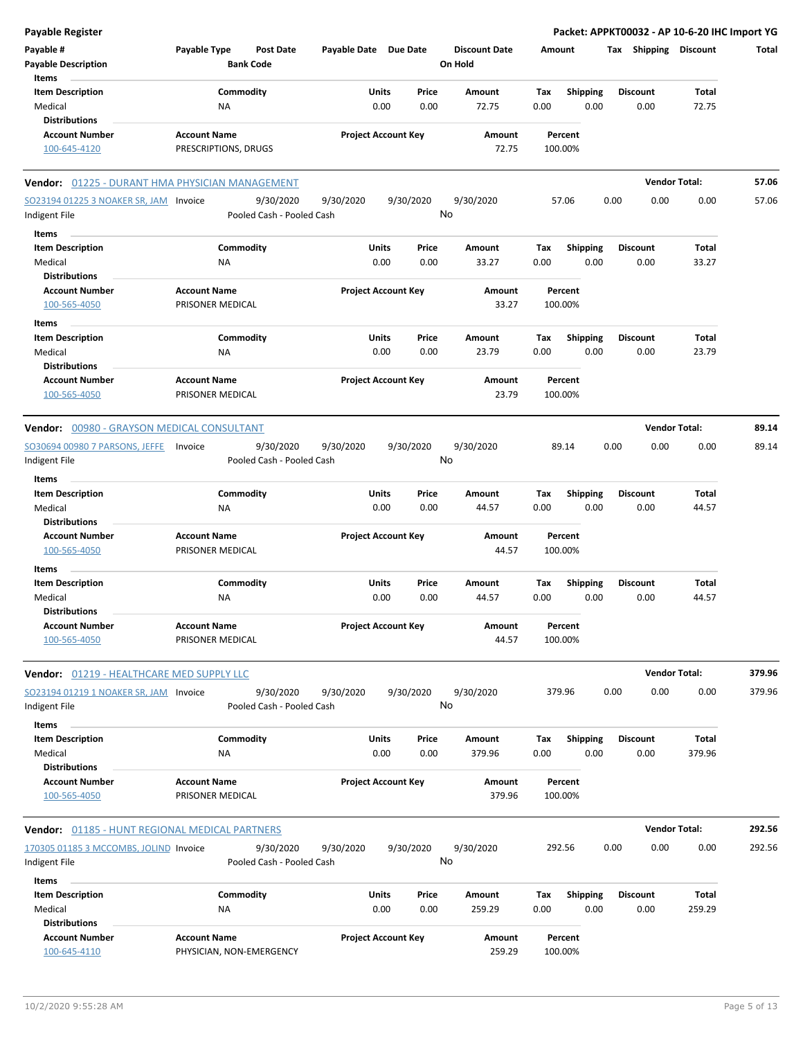**Payable Register** — **Packet: APPKT00032 - AP 10-6-20 IHC Import YG**

| Payable # / Payable Description | Payable Type | Post Date / Bank Code | Payable Date | Due Date | Discount Date / On Hold | Amount | Tax | Shipping | Discount | Total |
|---|---|---|---|---|---|---|---|---|---|---|

**Items**

| Item Description | Commodity | Units | Price | Amount | Tax | Shipping | Discount | Total |
|---|---|---|---|---|---|---|---|---|
| Medical | NA | 0.00 | 0.00 | 72.75 | 0.00 | 0.00 | 0.00 | 72.75 |

**Distributions**

| Account Number | Account Name | Project Account Key | Amount | Percent |
|---|---|---|---|---|
| 100-645-4120 | PRESCRIPTIONS, DRUGS | | 72.75 | 100.00% |

---

**Vendor: 01225 - DURANT HMA PHYSICIAN MANAGEMENT** — **Vendor Total: 57.06**

| Payable # | Payable Type | Post Date | Payable Date | Due Date | Discount Date | Amount | Tax | Shipping | Discount | Total |
|---|---|---|---|---|---|---|---|---|---|---|
| SO23194 01225 3 NOAKER SR, JAM | Invoice | 9/30/2020 | 9/30/2020 | 9/30/2020 | 9/30/2020 | 57.06 | 0.00 | 0.00 | 0.00 | 57.06 |
| Indigent File | | Pooled Cash - Pooled Cash | | | No | | | | | |

**Items**

| Item Description | Commodity | Units | Price | Amount | Tax | Shipping | Discount | Total |
|---|---|---|---|---|---|---|---|---|
| Medical | NA | 0.00 | 0.00 | 33.27 | 0.00 | 0.00 | 0.00 | 33.27 |

**Distributions**

| Account Number | Account Name | Project Account Key | Amount | Percent |
|---|---|---|---|---|
| 100-565-4050 | PRISONER MEDICAL | | 33.27 | 100.00% |

**Items**

| Item Description | Commodity | Units | Price | Amount | Tax | Shipping | Discount | Total |
|---|---|---|---|---|---|---|---|---|
| Medical | NA | 0.00 | 0.00 | 23.79 | 0.00 | 0.00 | 0.00 | 23.79 |

**Distributions**

| Account Number | Account Name | Project Account Key | Amount | Percent |
|---|---|---|---|---|
| 100-565-4050 | PRISONER MEDICAL | | 23.79 | 100.00% |

---

**Vendor: 00980 - GRAYSON MEDICAL CONSULTANT** — **Vendor Total: 89.14**

| Payable # | Payable Type | Post Date | Payable Date | Due Date | Discount Date | Amount | Tax | Shipping | Discount | Total |
|---|---|---|---|---|---|---|---|---|---|---|
| SO30694 00980 7 PARSONS, JEFFE | Invoice | 9/30/2020 | 9/30/2020 | 9/30/2020 | 9/30/2020 | 89.14 | 0.00 | 0.00 | 0.00 | 89.14 |
| Indigent File | | Pooled Cash - Pooled Cash | | | No | | | | | |

**Items**

| Item Description | Commodity | Units | Price | Amount | Tax | Shipping | Discount | Total |
|---|---|---|---|---|---|---|---|---|
| Medical | NA | 0.00 | 0.00 | 44.57 | 0.00 | 0.00 | 0.00 | 44.57 |

**Distributions**

| Account Number | Account Name | Project Account Key | Amount | Percent |
|---|---|---|---|---|
| 100-565-4050 | PRISONER MEDICAL | | 44.57 | 100.00% |

**Items**

| Item Description | Commodity | Units | Price | Amount | Tax | Shipping | Discount | Total |
|---|---|---|---|---|---|---|---|---|
| Medical | NA | 0.00 | 0.00 | 44.57 | 0.00 | 0.00 | 0.00 | 44.57 |

**Distributions**

| Account Number | Account Name | Project Account Key | Amount | Percent |
|---|---|---|---|---|
| 100-565-4050 | PRISONER MEDICAL | | 44.57 | 100.00% |

---

**Vendor: 01219 - HEALTHCARE MED SUPPLY LLC** — **Vendor Total: 379.96**

| Payable # | Payable Type | Post Date | Payable Date | Due Date | Discount Date | Amount | Tax | Shipping | Discount | Total |
|---|---|---|---|---|---|---|---|---|---|---|
| SO23194 01219 1 NOAKER SR, JAM | Invoice | 9/30/2020 | 9/30/2020 | 9/30/2020 | 9/30/2020 | 379.96 | 0.00 | 0.00 | 0.00 | 379.96 |
| Indigent File | | Pooled Cash - Pooled Cash | | | No | | | | | |

**Items**

| Item Description | Commodity | Units | Price | Amount | Tax | Shipping | Discount | Total |
|---|---|---|---|---|---|---|---|---|
| Medical | NA | 0.00 | 0.00 | 379.96 | 0.00 | 0.00 | 0.00 | 379.96 |

**Distributions**

| Account Number | Account Name | Project Account Key | Amount | Percent |
|---|---|---|---|---|
| 100-565-4050 | PRISONER MEDICAL | | 379.96 | 100.00% |

---

**Vendor: 01185 - HUNT REGIONAL MEDICAL PARTNERS** — **Vendor Total: 292.56**

| Payable # | Payable Type | Post Date | Payable Date | Due Date | Discount Date | Amount | Tax | Shipping | Discount | Total |
|---|---|---|---|---|---|---|---|---|---|---|
| 170305 01185 3 MCCOMBS, JOLIND | Invoice | 9/30/2020 | 9/30/2020 | 9/30/2020 | 9/30/2020 | 292.56 | 0.00 | 0.00 | 0.00 | 292.56 |
| Indigent File | | Pooled Cash - Pooled Cash | | | No | | | | | |

**Items**

| Item Description | Commodity | Units | Price | Amount | Tax | Shipping | Discount | Total |
|---|---|---|---|---|---|---|---|---|
| Medical | NA | 0.00 | 0.00 | 259.29 | 0.00 | 0.00 | 0.00 | 259.29 |

**Distributions**

| Account Number | Account Name | Project Account Key | Amount | Percent |
|---|---|---|---|---|
| 100-645-4110 | PHYSICIAN, NON-EMERGENCY | | 259.29 | 100.00% |

10/2/2020 9:55:28 AM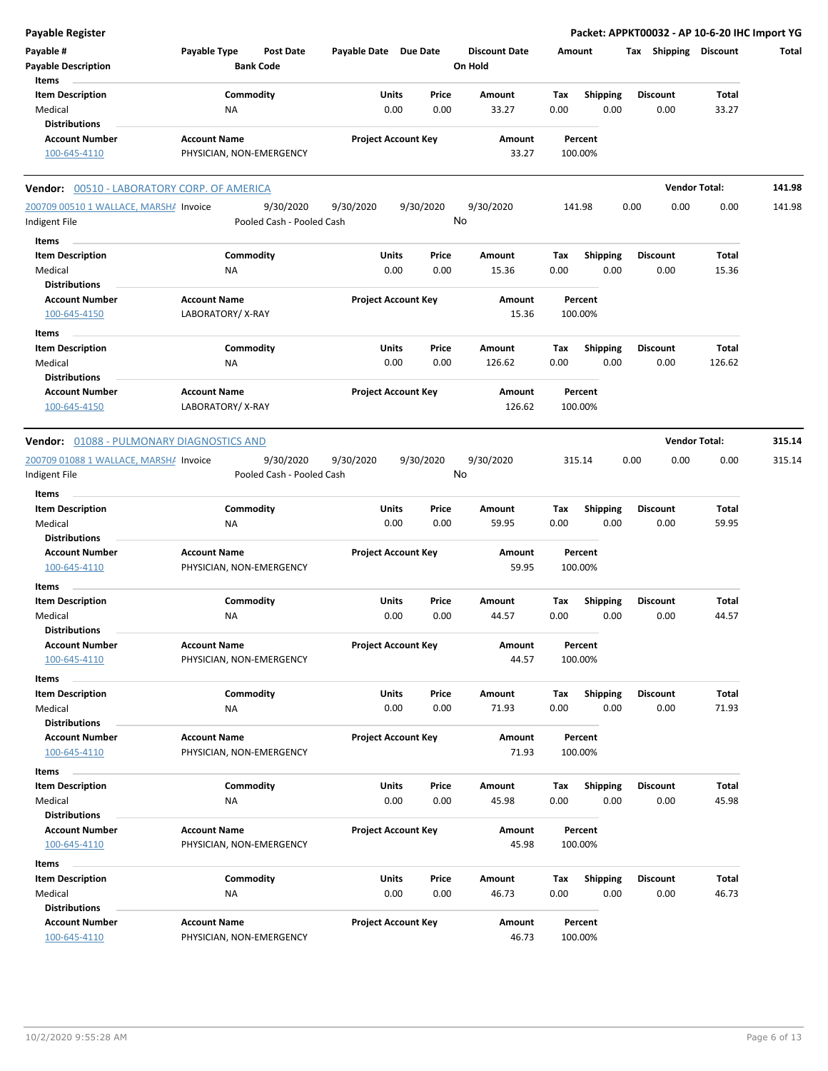**Payable Register**

**Packet: APPKT00032 - AP 10-6-20 IHC Import YG**

| Payable # | Payable Type | Post Date | Payable Date | Due Date | Discount Date | Amount | Tax | Shipping | Discount | Total |
|---|---|---|---|---|---|---|---|---|---|---|
| **Payable Description** | | **Bank Code** | | | **On Hold** | | | | | |

**Items**

| Item Description | Commodity | Units | Price | Amount | Tax | Shipping | Discount | Total |
|---|---|---|---|---|---|---|---|---|
| Medical | NA | 0.00 | 0.00 | 33.27 | 0.00 | 0.00 | 0.00 | 33.27 |

**Distributions**

| Account Number | Account Name | Project Account Key | Amount | Percent |
|---|---|---|---|---|
| 100-645-4110 | PHYSICIAN, NON-EMERGENCY | | 33.27 | 100.00% |

---

**Vendor:** 00510 - LABORATORY CORP. OF AMERICA — **Vendor Total:** **141.98**

| Payable # | Payable Type | Post Date | Payable Date | Due Date | Discount Date | Amount | Tax | Shipping | Discount | Total |
|---|---|---|---|---|---|---|---|---|---|---|
| 200709 00510 1 WALLACE, MARSHA | Invoice | 9/30/2020 | 9/30/2020 | 9/30/2020 | 9/30/2020 | 141.98 | 0.00 | 0.00 | 0.00 | 141.98 |
| Indigent File | | Pooled Cash - Pooled Cash | | | No | | | | | |

**Items**

| Item Description | Commodity | Units | Price | Amount | Tax | Shipping | Discount | Total |
|---|---|---|---|---|---|---|---|---|
| Medical | NA | 0.00 | 0.00 | 15.36 | 0.00 | 0.00 | 0.00 | 15.36 |

**Distributions**

| Account Number | Account Name | Project Account Key | Amount | Percent |
|---|---|---|---|---|
| 100-645-4150 | LABORATORY/ X-RAY | | 15.36 | 100.00% |

**Items**

| Item Description | Commodity | Units | Price | Amount | Tax | Shipping | Discount | Total |
|---|---|---|---|---|---|---|---|---|
| Medical | NA | 0.00 | 0.00 | 126.62 | 0.00 | 0.00 | 0.00 | 126.62 |

**Distributions**

| Account Number | Account Name | Project Account Key | Amount | Percent |
|---|---|---|---|---|
| 100-645-4150 | LABORATORY/ X-RAY | | 126.62 | 100.00% |

---

**Vendor:** 01088 - PULMONARY DIAGNOSTICS AND — **Vendor Total:** **315.14**

| Payable # | Payable Type | Post Date | Payable Date | Due Date | Discount Date | Amount | Tax | Shipping | Discount | Total |
|---|---|---|---|---|---|---|---|---|---|---|
| 200709 01088 1 WALLACE, MARSHA | Invoice | 9/30/2020 | 9/30/2020 | 9/30/2020 | 9/30/2020 | 315.14 | 0.00 | 0.00 | 0.00 | 315.14 |
| Indigent File | | Pooled Cash - Pooled Cash | | | No | | | | | |

**Items**

| Item Description | Commodity | Units | Price | Amount | Tax | Shipping | Discount | Total |
|---|---|---|---|---|---|---|---|---|
| Medical | NA | 0.00 | 0.00 | 59.95 | 0.00 | 0.00 | 0.00 | 59.95 |

**Distributions**

| Account Number | Account Name | Project Account Key | Amount | Percent |
|---|---|---|---|---|
| 100-645-4110 | PHYSICIAN, NON-EMERGENCY | | 59.95 | 100.00% |

**Items**

| Item Description | Commodity | Units | Price | Amount | Tax | Shipping | Discount | Total |
|---|---|---|---|---|---|---|---|---|
| Medical | NA | 0.00 | 0.00 | 44.57 | 0.00 | 0.00 | 0.00 | 44.57 |

**Distributions**

| Account Number | Account Name | Project Account Key | Amount | Percent |
|---|---|---|---|---|
| 100-645-4110 | PHYSICIAN, NON-EMERGENCY | | 44.57 | 100.00% |

**Items**

| Item Description | Commodity | Units | Price | Amount | Tax | Shipping | Discount | Total |
|---|---|---|---|---|---|---|---|---|
| Medical | NA | 0.00 | 0.00 | 71.93 | 0.00 | 0.00 | 0.00 | 71.93 |

**Distributions**

| Account Number | Account Name | Project Account Key | Amount | Percent |
|---|---|---|---|---|
| 100-645-4110 | PHYSICIAN, NON-EMERGENCY | | 71.93 | 100.00% |

**Items**

| Item Description | Commodity | Units | Price | Amount | Tax | Shipping | Discount | Total |
|---|---|---|---|---|---|---|---|---|
| Medical | NA | 0.00 | 0.00 | 45.98 | 0.00 | 0.00 | 0.00 | 45.98 |

**Distributions**

| Account Number | Account Name | Project Account Key | Amount | Percent |
|---|---|---|---|---|
| 100-645-4110 | PHYSICIAN, NON-EMERGENCY | | 45.98 | 100.00% |

**Items**

| Item Description | Commodity | Units | Price | Amount | Tax | Shipping | Discount | Total |
|---|---|---|---|---|---|---|---|---|
| Medical | NA | 0.00 | 0.00 | 46.73 | 0.00 | 0.00 | 0.00 | 46.73 |

**Distributions**

| Account Number | Account Name | Project Account Key | Amount | Percent |
|---|---|---|---|---|
| 100-645-4110 | PHYSICIAN, NON-EMERGENCY | | 46.73 | 100.00% |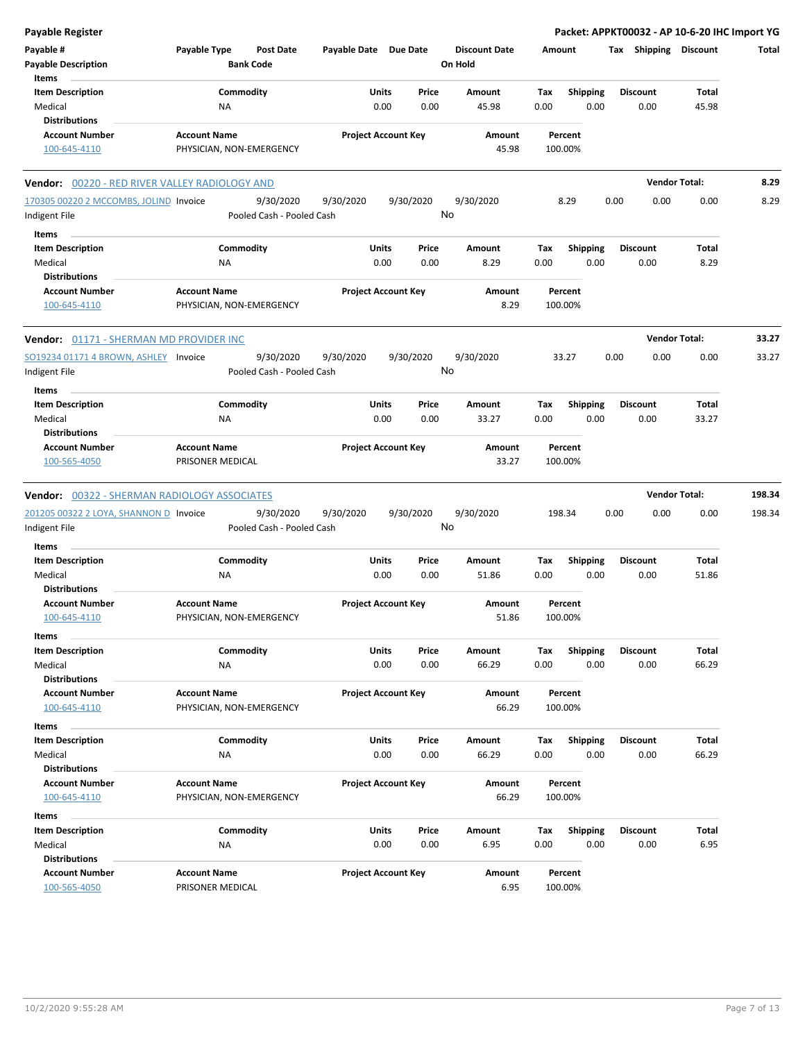**Payable Register** — **Packet: APPKT00032 - AP 10-6-20 IHC Import YG**

| Payable # | Payable Type | Post Date | Payable Date | Due Date | Discount Date | Amount | Tax | Shipping | Discount | Total |
|---|---|---|---|---|---|---|---|---|---|---|
| **Payable Description** | | **Bank Code** | | | **On Hold** | | | | | |

**Items**

| Item Description | Commodity | Units | Price | Amount | Tax | Shipping | Discount | Total |
|---|---|---|---|---|---|---|---|---|
| Medical | NA | 0.00 | 0.00 | 45.98 | 0.00 | 0.00 | 0.00 | 45.98 |

**Distributions**

| Account Number | Account Name | Project Account Key | Amount | Percent |
|---|---|---|---|---|
| 100-645-4110 | PHYSICIAN, NON-EMERGENCY | | 45.98 | 100.00% |

---

**Vendor:** 00220 - RED RIVER VALLEY RADIOLOGY AND — **Vendor Total: 8.29**

| Payable # | Payable Type | Post Date | Payable Date | Due Date | Discount Date | Amount | Tax | Shipping | Discount | Total |
|---|---|---|---|---|---|---|---|---|---|---|
| 170305 00220 2 MCCOMBS, JOLIND | Invoice | 9/30/2020 | 9/30/2020 | 9/30/2020 | 9/30/2020 | 8.29 | 0.00 | 0.00 | 0.00 | 8.29 |
| Indigent File | | Pooled Cash - Pooled Cash | | | No | | | | | |

**Items**

| Item Description | Commodity | Units | Price | Amount | Tax | Shipping | Discount | Total |
|---|---|---|---|---|---|---|---|---|
| Medical | NA | 0.00 | 0.00 | 8.29 | 0.00 | 0.00 | 0.00 | 8.29 |

**Distributions**

| Account Number | Account Name | Project Account Key | Amount | Percent |
|---|---|---|---|---|
| 100-645-4110 | PHYSICIAN, NON-EMERGENCY | | 8.29 | 100.00% |

---

**Vendor:** 01171 - SHERMAN MD PROVIDER INC — **Vendor Total: 33.27**

| Payable # | Payable Type | Post Date | Payable Date | Due Date | Discount Date | Amount | Tax | Shipping | Discount | Total |
|---|---|---|---|---|---|---|---|---|---|---|
| SO19234 01171 4 BROWN, ASHLEY | Invoice | 9/30/2020 | 9/30/2020 | 9/30/2020 | 9/30/2020 | 33.27 | 0.00 | 0.00 | 0.00 | 33.27 |
| Indigent File | | Pooled Cash - Pooled Cash | | | No | | | | | |

**Items**

| Item Description | Commodity | Units | Price | Amount | Tax | Shipping | Discount | Total |
|---|---|---|---|---|---|---|---|---|
| Medical | NA | 0.00 | 0.00 | 33.27 | 0.00 | 0.00 | 0.00 | 33.27 |

**Distributions**

| Account Number | Account Name | Project Account Key | Amount | Percent |
|---|---|---|---|---|
| 100-565-4050 | PRISONER MEDICAL | | 33.27 | 100.00% |

---

**Vendor:** 00322 - SHERMAN RADIOLOGY ASSOCIATES — **Vendor Total: 198.34**

| Payable # | Payable Type | Post Date | Payable Date | Due Date | Discount Date | Amount | Tax | Shipping | Discount | Total |
|---|---|---|---|---|---|---|---|---|---|---|
| 201205 00322 2 LOYA, SHANNON D | Invoice | 9/30/2020 | 9/30/2020 | 9/30/2020 | 9/30/2020 | 198.34 | 0.00 | 0.00 | 0.00 | 198.34 |
| Indigent File | | Pooled Cash - Pooled Cash | | | No | | | | | |

**Items**

| Item Description | Commodity | Units | Price | Amount | Tax | Shipping | Discount | Total |
|---|---|---|---|---|---|---|---|---|
| Medical | NA | 0.00 | 0.00 | 51.86 | 0.00 | 0.00 | 0.00 | 51.86 |

**Distributions**

| Account Number | Account Name | Project Account Key | Amount | Percent |
|---|---|---|---|---|
| 100-645-4110 | PHYSICIAN, NON-EMERGENCY | | 51.86 | 100.00% |

**Items**

| Item Description | Commodity | Units | Price | Amount | Tax | Shipping | Discount | Total |
|---|---|---|---|---|---|---|---|---|
| Medical | NA | 0.00 | 0.00 | 66.29 | 0.00 | 0.00 | 0.00 | 66.29 |

**Distributions**

| Account Number | Account Name | Project Account Key | Amount | Percent |
|---|---|---|---|---|
| 100-645-4110 | PHYSICIAN, NON-EMERGENCY | | 66.29 | 100.00% |

**Items**

| Item Description | Commodity | Units | Price | Amount | Tax | Shipping | Discount | Total |
|---|---|---|---|---|---|---|---|---|
| Medical | NA | 0.00 | 0.00 | 66.29 | 0.00 | 0.00 | 0.00 | 66.29 |

**Distributions**

| Account Number | Account Name | Project Account Key | Amount | Percent |
|---|---|---|---|---|
| 100-645-4110 | PHYSICIAN, NON-EMERGENCY | | 66.29 | 100.00% |

**Items**

| Item Description | Commodity | Units | Price | Amount | Tax | Shipping | Discount | Total |
|---|---|---|---|---|---|---|---|---|
| Medical | NA | 0.00 | 0.00 | 6.95 | 0.00 | 0.00 | 0.00 | 6.95 |

**Distributions**

| Account Number | Account Name | Project Account Key | Amount | Percent |
|---|---|---|---|---|
| 100-565-4050 | PRISONER MEDICAL | | 6.95 | 100.00% |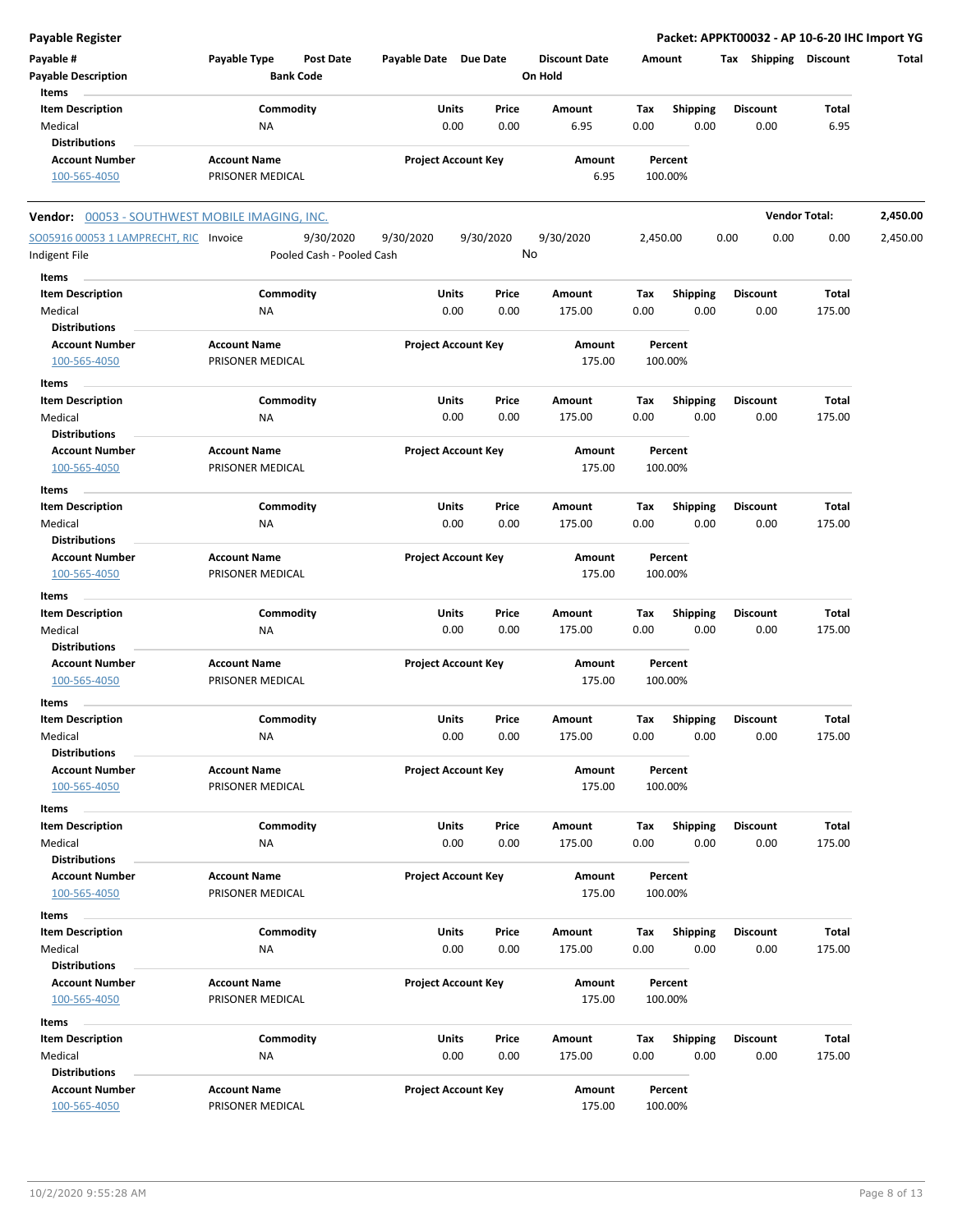**Payable Register**

**Packet: APPKT00032 - AP 10-6-20 IHC Import YG**

| Payable # | Payable Type | Post Date | Payable Date | Due Date | Discount Date | Amount | Tax | Shipping | Discount | Total |
|---|---|---|---|---|---|---|---|---|---|---|
| Payable Description | | Bank Code | | | On Hold | | | | | |

**Items**

| Item Description | Commodity | Units | Price | Amount | Tax | Shipping | Discount | Total |
|---|---|---|---|---|---|---|---|---|
| Medical | NA | 0.00 | 0.00 | 6.95 | 0.00 | 0.00 | 0.00 | 6.95 |

**Distributions**

| Account Number | Account Name | Project Account Key | Amount | Percent |
|---|---|---|---|---|
| 100-565-4050 | PRISONER MEDICAL | | 6.95 | 100.00% |

---

**Vendor:** 00053 - SOUTHWEST MOBILE IMAGING, INC. — **Vendor Total:** **2,450.00**

| Payable # | Payable Type | Post Date | Payable Date | Due Date | Discount Date | Amount | Tax | Shipping | Discount | Total |
|---|---|---|---|---|---|---|---|---|---|---|
| SO05916 00053 1 LAMPRECHT, RIC | Invoice | 9/30/2020 | 9/30/2020 | 9/30/2020 | 9/30/2020 | 2,450.00 | 0.00 | 0.00 | 0.00 | 2,450.00 |
| Indigent File | | Pooled Cash - Pooled Cash | | | No | | | | | |

**Items**

| Item Description | Commodity | Units | Price | Amount | Tax | Shipping | Discount | Total |
|---|---|---|---|---|---|---|---|---|
| Medical | NA | 0.00 | 0.00 | 175.00 | 0.00 | 0.00 | 0.00 | 175.00 |

**Distributions**

| Account Number | Account Name | Project Account Key | Amount | Percent |
|---|---|---|---|---|
| 100-565-4050 | PRISONER MEDICAL | | 175.00 | 100.00% |

**Items**

| Item Description | Commodity | Units | Price | Amount | Tax | Shipping | Discount | Total |
|---|---|---|---|---|---|---|---|---|
| Medical | NA | 0.00 | 0.00 | 175.00 | 0.00 | 0.00 | 0.00 | 175.00 |

**Distributions**

| Account Number | Account Name | Project Account Key | Amount | Percent |
|---|---|---|---|---|
| 100-565-4050 | PRISONER MEDICAL | | 175.00 | 100.00% |

**Items**

| Item Description | Commodity | Units | Price | Amount | Tax | Shipping | Discount | Total |
|---|---|---|---|---|---|---|---|---|
| Medical | NA | 0.00 | 0.00 | 175.00 | 0.00 | 0.00 | 0.00 | 175.00 |

**Distributions**

| Account Number | Account Name | Project Account Key | Amount | Percent |
|---|---|---|---|---|
| 100-565-4050 | PRISONER MEDICAL | | 175.00 | 100.00% |

**Items**

| Item Description | Commodity | Units | Price | Amount | Tax | Shipping | Discount | Total |
|---|---|---|---|---|---|---|---|---|
| Medical | NA | 0.00 | 0.00 | 175.00 | 0.00 | 0.00 | 0.00 | 175.00 |

**Distributions**

| Account Number | Account Name | Project Account Key | Amount | Percent |
|---|---|---|---|---|
| 100-565-4050 | PRISONER MEDICAL | | 175.00 | 100.00% |

**Items**

| Item Description | Commodity | Units | Price | Amount | Tax | Shipping | Discount | Total |
|---|---|---|---|---|---|---|---|---|
| Medical | NA | 0.00 | 0.00 | 175.00 | 0.00 | 0.00 | 0.00 | 175.00 |

**Distributions**

| Account Number | Account Name | Project Account Key | Amount | Percent |
|---|---|---|---|---|
| 100-565-4050 | PRISONER MEDICAL | | 175.00 | 100.00% |

**Items**

| Item Description | Commodity | Units | Price | Amount | Tax | Shipping | Discount | Total |
|---|---|---|---|---|---|---|---|---|
| Medical | NA | 0.00 | 0.00 | 175.00 | 0.00 | 0.00 | 0.00 | 175.00 |

**Distributions**

| Account Number | Account Name | Project Account Key | Amount | Percent |
|---|---|---|---|---|
| 100-565-4050 | PRISONER MEDICAL | | 175.00 | 100.00% |

**Items**

| Item Description | Commodity | Units | Price | Amount | Tax | Shipping | Discount | Total |
|---|---|---|---|---|---|---|---|---|
| Medical | NA | 0.00 | 0.00 | 175.00 | 0.00 | 0.00 | 0.00 | 175.00 |

**Distributions**

| Account Number | Account Name | Project Account Key | Amount | Percent |
|---|---|---|---|---|
| 100-565-4050 | PRISONER MEDICAL | | 175.00 | 100.00% |

**Items**

| Item Description | Commodity | Units | Price | Amount | Tax | Shipping | Discount | Total |
|---|---|---|---|---|---|---|---|---|
| Medical | NA | 0.00 | 0.00 | 175.00 | 0.00 | 0.00 | 0.00 | 175.00 |

**Distributions**

| Account Number | Account Name | Project Account Key | Amount | Percent |
|---|---|---|---|---|
| 100-565-4050 | PRISONER MEDICAL | | 175.00 | 100.00% |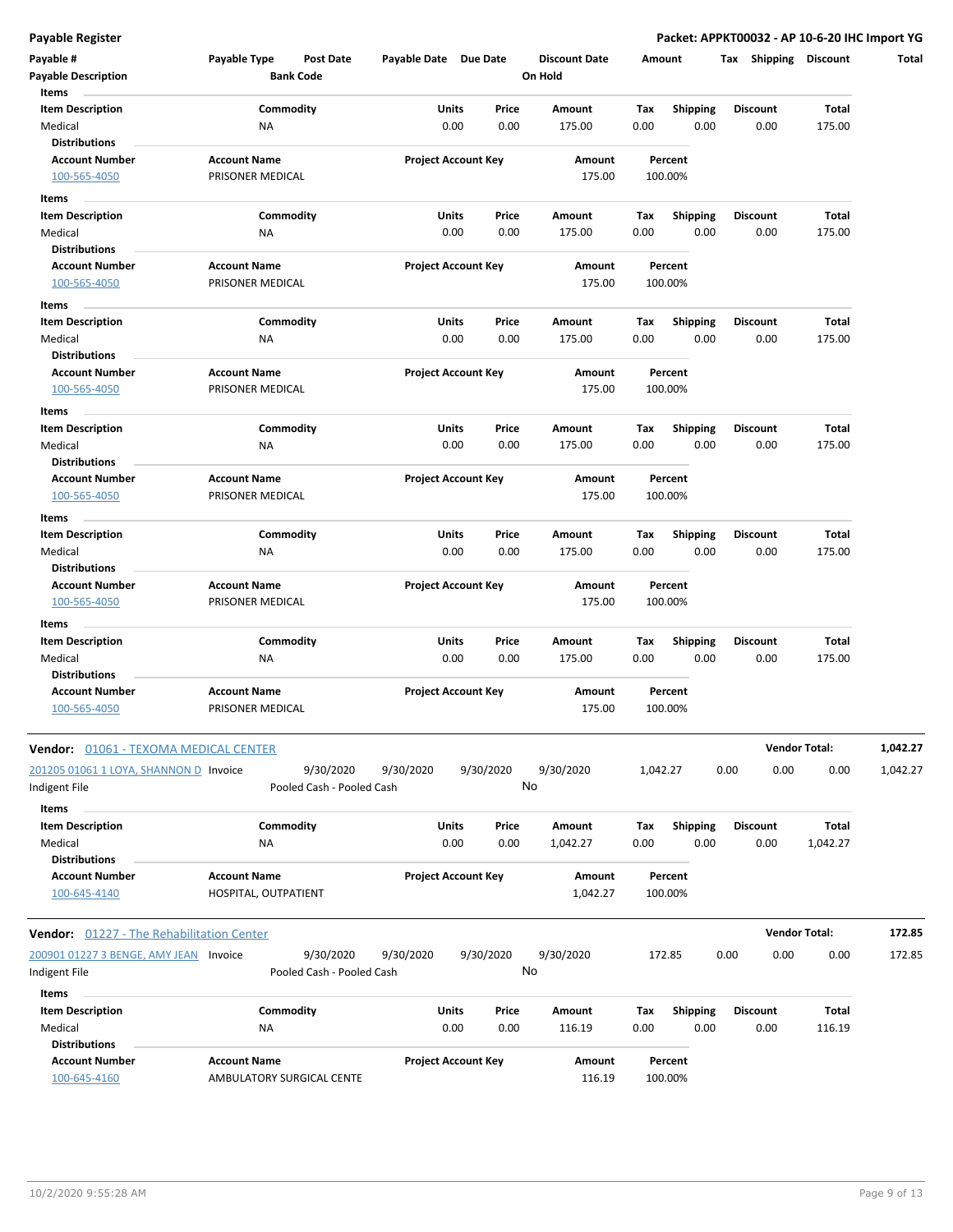**Payable Register** — **Packet: APPKT00032 - AP 10-6-20 IHC Import YG**

| Payable # | Payable Type | Post Date | Payable Date | Due Date | Discount Date | Amount | Tax | Shipping | Discount | Total |
|---|---|---|---|---|---|---|---|---|---|---|
| Payable Description | | Bank Code | | | On Hold | | | | | |

**Items**

| Item Description | Commodity | Units | Price | Amount | Tax | Shipping | Discount | Total |
|---|---|---|---|---|---|---|---|---|
| Medical | NA | 0.00 | 0.00 | 175.00 | 0.00 | 0.00 | 0.00 | 175.00 |

**Distributions**

| Account Number | Account Name | Project Account Key | Amount | Percent |
|---|---|---|---|---|
| 100-565-4050 | PRISONER MEDICAL | | 175.00 | 100.00% |

**Items**

| Item Description | Commodity | Units | Price | Amount | Tax | Shipping | Discount | Total |
|---|---|---|---|---|---|---|---|---|
| Medical | NA | 0.00 | 0.00 | 175.00 | 0.00 | 0.00 | 0.00 | 175.00 |

**Distributions**

| Account Number | Account Name | Project Account Key | Amount | Percent |
|---|---|---|---|---|
| 100-565-4050 | PRISONER MEDICAL | | 175.00 | 100.00% |

**Items**

| Item Description | Commodity | Units | Price | Amount | Tax | Shipping | Discount | Total |
|---|---|---|---|---|---|---|---|---|
| Medical | NA | 0.00 | 0.00 | 175.00 | 0.00 | 0.00 | 0.00 | 175.00 |

**Distributions**

| Account Number | Account Name | Project Account Key | Amount | Percent |
|---|---|---|---|---|
| 100-565-4050 | PRISONER MEDICAL | | 175.00 | 100.00% |

**Items**

| Item Description | Commodity | Units | Price | Amount | Tax | Shipping | Discount | Total |
|---|---|---|---|---|---|---|---|---|
| Medical | NA | 0.00 | 0.00 | 175.00 | 0.00 | 0.00 | 0.00 | 175.00 |

**Distributions**

| Account Number | Account Name | Project Account Key | Amount | Percent |
|---|---|---|---|---|
| 100-565-4050 | PRISONER MEDICAL | | 175.00 | 100.00% |

**Items**

| Item Description | Commodity | Units | Price | Amount | Tax | Shipping | Discount | Total |
|---|---|---|---|---|---|---|---|---|
| Medical | NA | 0.00 | 0.00 | 175.00 | 0.00 | 0.00 | 0.00 | 175.00 |

**Distributions**

| Account Number | Account Name | Project Account Key | Amount | Percent |
|---|---|---|---|---|
| 100-565-4050 | PRISONER MEDICAL | | 175.00 | 100.00% |

**Items**

| Item Description | Commodity | Units | Price | Amount | Tax | Shipping | Discount | Total |
|---|---|---|---|---|---|---|---|---|
| Medical | NA | 0.00 | 0.00 | 175.00 | 0.00 | 0.00 | 0.00 | 175.00 |

**Distributions**

| Account Number | Account Name | Project Account Key | Amount | Percent |
|---|---|---|---|---|
| 100-565-4050 | PRISONER MEDICAL | | 175.00 | 100.00% |

---

**Vendor:** 01061 - TEXOMA MEDICAL CENTER — **Vendor Total: 1,042.27**

| Payable # | Payable Type | Post Date | Payable Date | Due Date | Discount Date | Amount | Tax | Shipping | Discount | Total |
|---|---|---|---|---|---|---|---|---|---|---|
| 201205 01061 1 LOYA, SHANNON D | Invoice | 9/30/2020 | 9/30/2020 | 9/30/2020 | 9/30/2020 | 1,042.27 | 0.00 | 0.00 | 0.00 | 1,042.27 |
| Indigent File | | Pooled Cash - Pooled Cash | | | No | | | | | |

**Items**

| Item Description | Commodity | Units | Price | Amount | Tax | Shipping | Discount | Total |
|---|---|---|---|---|---|---|---|---|
| Medical | NA | 0.00 | 0.00 | 1,042.27 | 0.00 | 0.00 | 0.00 | 1,042.27 |

**Distributions**

| Account Number | Account Name | Project Account Key | Amount | Percent |
|---|---|---|---|---|
| 100-645-4140 | HOSPITAL, OUTPATIENT | | 1,042.27 | 100.00% |

---

**Vendor:** 01227 - The Rehabilitation Center — **Vendor Total: 172.85**

| Payable # | Payable Type | Post Date | Payable Date | Due Date | Discount Date | Amount | Tax | Shipping | Discount | Total |
|---|---|---|---|---|---|---|---|---|---|---|
| 200901 01227 3 BENGE, AMY JEAN | Invoice | 9/30/2020 | 9/30/2020 | 9/30/2020 | 9/30/2020 | 172.85 | 0.00 | 0.00 | 0.00 | 172.85 |
| Indigent File | | Pooled Cash - Pooled Cash | | | No | | | | | |

**Items**

| Item Description | Commodity | Units | Price | Amount | Tax | Shipping | Discount | Total |
|---|---|---|---|---|---|---|---|---|
| Medical | NA | 0.00 | 0.00 | 116.19 | 0.00 | 0.00 | 0.00 | 116.19 |

**Distributions**

| Account Number | Account Name | Project Account Key | Amount | Percent |
|---|---|---|---|---|
| 100-645-4160 | AMBULATORY SURGICAL CENTE | | 116.19 | 100.00% |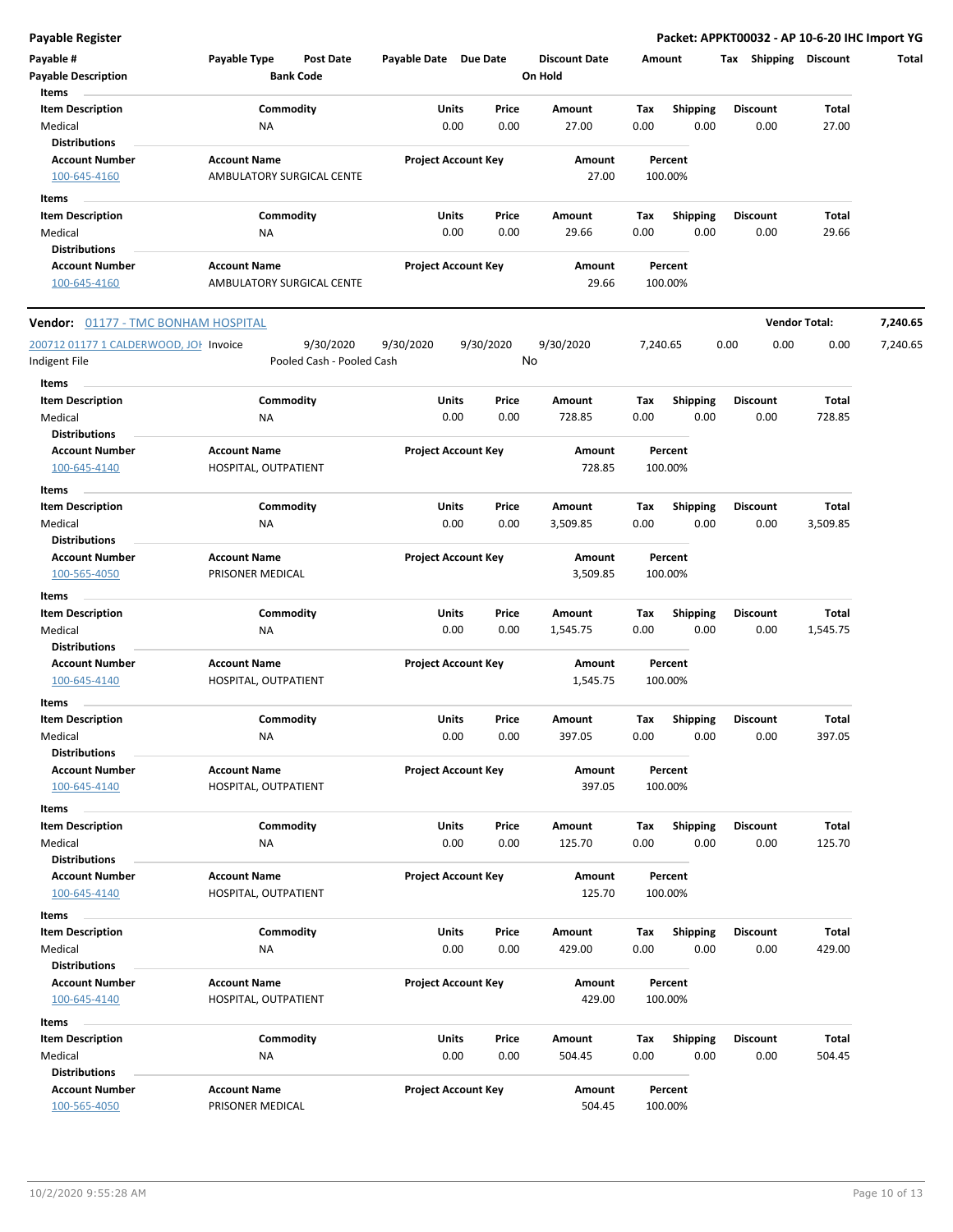**Payable Register** — **Packet: APPKT00032 - AP 10-6-20 IHC Import YG**

| Payable # | Payable Type | Post Date | Payable Date | Due Date | Discount Date | Amount | Tax | Shipping | Discount | Total |
|---|---|---|---|---|---|---|---|---|---|---|
| Payable Description | | Bank Code | | | On Hold | | | | | |

**Items**

| Item Description | Commodity | Units | Price | Amount | Tax | Shipping | Discount | Total |
|---|---|---|---|---|---|---|---|---|
| Medical | NA | 0.00 | 0.00 | 27.00 | 0.00 | 0.00 | 0.00 | 27.00 |

**Distributions**

| Account Number | Account Name | Project Account Key | Amount | Percent |
|---|---|---|---|---|
| 100-645-4160 | AMBULATORY SURGICAL CENTE | | 27.00 | 100.00% |

**Items**

| Item Description | Commodity | Units | Price | Amount | Tax | Shipping | Discount | Total |
|---|---|---|---|---|---|---|---|---|
| Medical | NA | 0.00 | 0.00 | 29.66 | 0.00 | 0.00 | 0.00 | 29.66 |

**Distributions**

| Account Number | Account Name | Project Account Key | Amount | Percent |
|---|---|---|---|---|
| 100-645-4160 | AMBULATORY SURGICAL CENTE | | 29.66 | 100.00% |

---

**Vendor:** 01177 - TMC BONHAM HOSPITAL — **Vendor Total:** 7,240.65

| Payable # | Payable Type | Post Date | Payable Date | Due Date | Discount Date | Amount | Tax | Shipping | Discount | Total |
|---|---|---|---|---|---|---|---|---|---|---|
| 200712 01177 1 CALDERWOOD, JOH | Invoice | 9/30/2020 | 9/30/2020 | 9/30/2020 | 9/30/2020 | 7,240.65 | 0.00 | 0.00 | 0.00 | 7,240.65 |
| Indigent File | | Pooled Cash - Pooled Cash | | | No | | | | | |

**Items**

| Item Description | Commodity | Units | Price | Amount | Tax | Shipping | Discount | Total |
|---|---|---|---|---|---|---|---|---|
| Medical | NA | 0.00 | 0.00 | 728.85 | 0.00 | 0.00 | 0.00 | 728.85 |

**Distributions**

| Account Number | Account Name | Project Account Key | Amount | Percent |
|---|---|---|---|---|
| 100-645-4140 | HOSPITAL, OUTPATIENT | | 728.85 | 100.00% |

**Items**

| Item Description | Commodity | Units | Price | Amount | Tax | Shipping | Discount | Total |
|---|---|---|---|---|---|---|---|---|
| Medical | NA | 0.00 | 0.00 | 3,509.85 | 0.00 | 0.00 | 0.00 | 3,509.85 |

**Distributions**

| Account Number | Account Name | Project Account Key | Amount | Percent |
|---|---|---|---|---|
| 100-565-4050 | PRISONER MEDICAL | | 3,509.85 | 100.00% |

**Items**

| Item Description | Commodity | Units | Price | Amount | Tax | Shipping | Discount | Total |
|---|---|---|---|---|---|---|---|---|
| Medical | NA | 0.00 | 0.00 | 1,545.75 | 0.00 | 0.00 | 0.00 | 1,545.75 |

**Distributions**

| Account Number | Account Name | Project Account Key | Amount | Percent |
|---|---|---|---|---|
| 100-645-4140 | HOSPITAL, OUTPATIENT | | 1,545.75 | 100.00% |

**Items**

| Item Description | Commodity | Units | Price | Amount | Tax | Shipping | Discount | Total |
|---|---|---|---|---|---|---|---|---|
| Medical | NA | 0.00 | 0.00 | 397.05 | 0.00 | 0.00 | 0.00 | 397.05 |

**Distributions**

| Account Number | Account Name | Project Account Key | Amount | Percent |
|---|---|---|---|---|
| 100-645-4140 | HOSPITAL, OUTPATIENT | | 397.05 | 100.00% |

**Items**

| Item Description | Commodity | Units | Price | Amount | Tax | Shipping | Discount | Total |
|---|---|---|---|---|---|---|---|---|
| Medical | NA | 0.00 | 0.00 | 125.70 | 0.00 | 0.00 | 0.00 | 125.70 |

**Distributions**

| Account Number | Account Name | Project Account Key | Amount | Percent |
|---|---|---|---|---|
| 100-645-4140 | HOSPITAL, OUTPATIENT | | 125.70 | 100.00% |

**Items**

| Item Description | Commodity | Units | Price | Amount | Tax | Shipping | Discount | Total |
|---|---|---|---|---|---|---|---|---|
| Medical | NA | 0.00 | 0.00 | 429.00 | 0.00 | 0.00 | 0.00 | 429.00 |

**Distributions**

| Account Number | Account Name | Project Account Key | Amount | Percent |
|---|---|---|---|---|
| 100-645-4140 | HOSPITAL, OUTPATIENT | | 429.00 | 100.00% |

**Items**

| Item Description | Commodity | Units | Price | Amount | Tax | Shipping | Discount | Total |
|---|---|---|---|---|---|---|---|---|
| Medical | NA | 0.00 | 0.00 | 504.45 | 0.00 | 0.00 | 0.00 | 504.45 |

**Distributions**

| Account Number | Account Name | Project Account Key | Amount | Percent |
|---|---|---|---|---|
| 100-565-4050 | PRISONER MEDICAL | | 504.45 | 100.00% |

10/2/2020 9:55:28 AM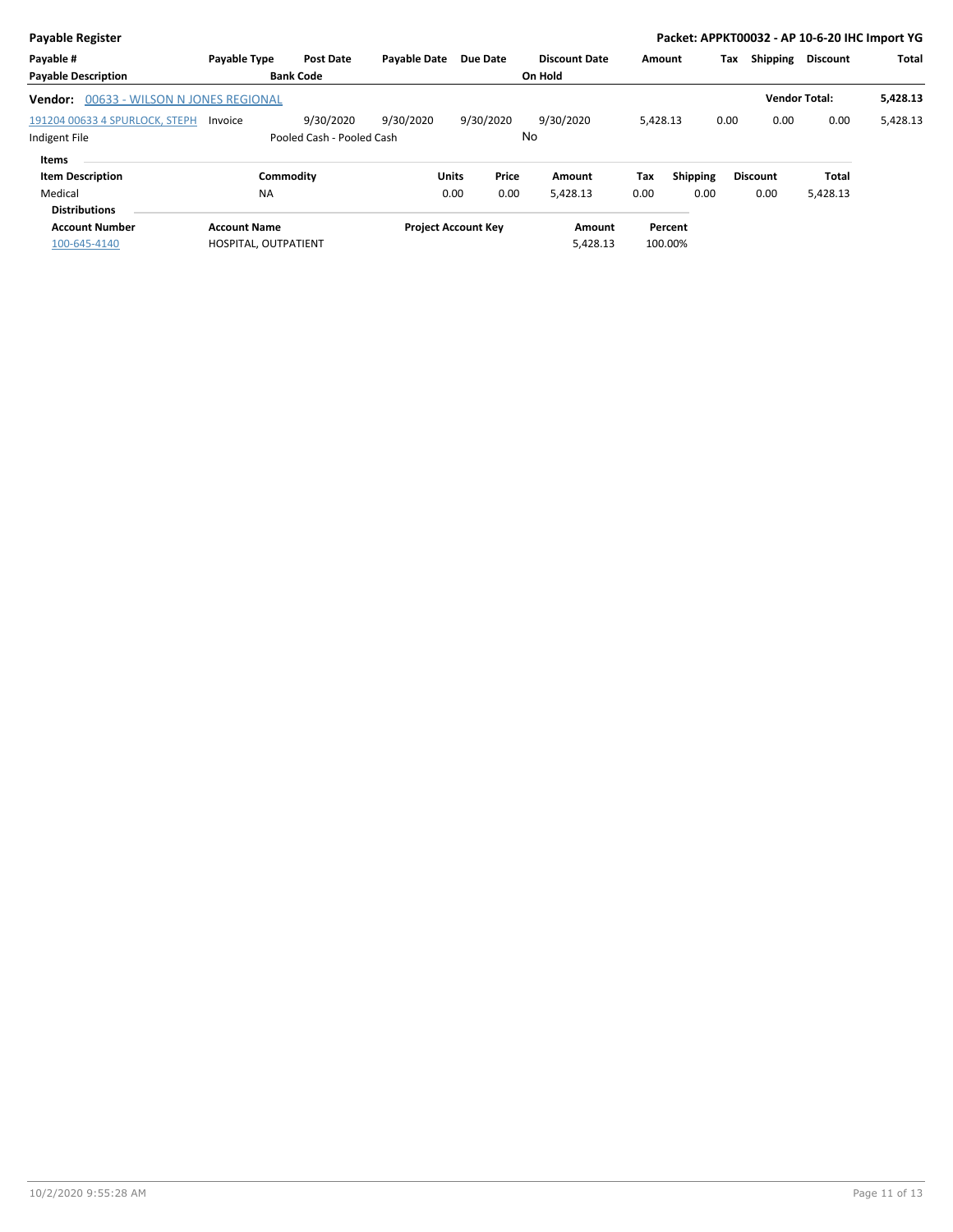**Payable Register**

**Packet: APPKT00032 - AP 10-6-20 IHC Import YG**

| Payable # | Payable Type | Post Date | Payable Date | Due Date | Discount Date | Amount | Tax | Shipping | Discount | Total |
|---|---|---|---|---|---|---|---|---|---|---|
| **Payable Description** | | **Bank Code** | | | **On Hold** | | | | | |

**Vendor:** 00633 - WILSON N JONES REGIONAL — **Vendor Total:** 5,428.13

| Payable # | Payable Type | Post Date | Payable Date | Due Date | Discount Date | Amount | Tax | Shipping | Discount | Total |
|---|---|---|---|---|---|---|---|---|---|---|
| 191204 00633 4 SPURLOCK, STEPH | Invoice | 9/30/2020 | 9/30/2020 | 9/30/2020 | 9/30/2020 | 5,428.13 | 0.00 | 0.00 | 0.00 | 5,428.13 |
| Indigent File | | Pooled Cash - Pooled Cash | | | No | | | | | |

**Items**

| Item Description | Commodity | Units | Price | Amount | Tax | Shipping | Discount | Total |
|---|---|---|---|---|---|---|---|---|
| Medical | NA | 0.00 | 0.00 | 5,428.13 | 0.00 | 0.00 | 0.00 | 5,428.13 |

**Distributions**

| Account Number | Account Name | Project Account Key | Amount | Percent |
|---|---|---|---|---|
| 100-645-4140 | HOSPITAL, OUTPATIENT | | 5,428.13 | 100.00% |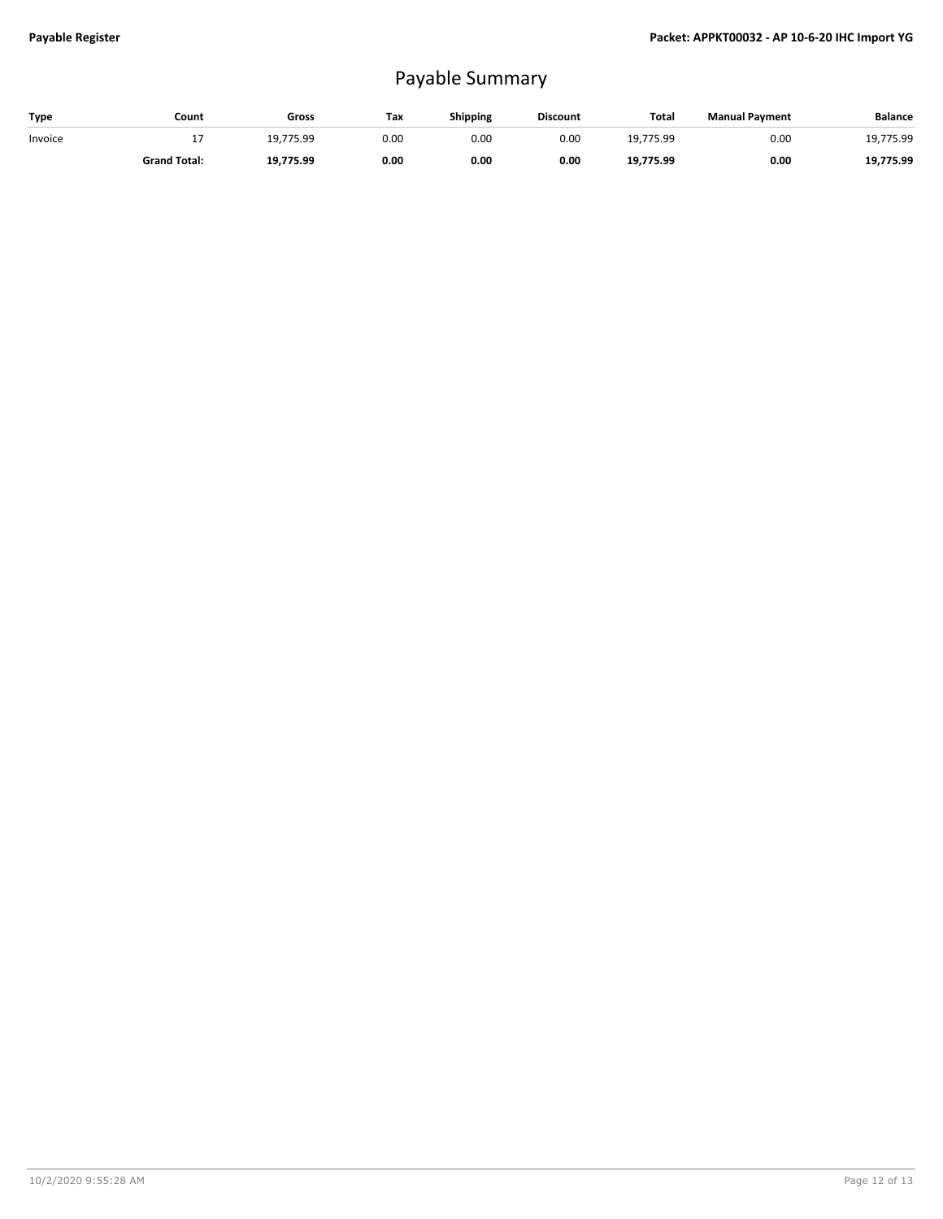# Payable Summary

| Type | Count | Gross | Tax | Shipping | Discount | Total | Manual Payment | Balance |
|---|---|---|---|---|---|---|---|---|
| Invoice | 17 | 19,775.99 | 0.00 | 0.00 | 0.00 | 19,775.99 | 0.00 | 19,775.99 |
| | **Grand Total:** | **19,775.99** | **0.00** | **0.00** | **0.00** | **19,775.99** | **0.00** | **19,775.99** |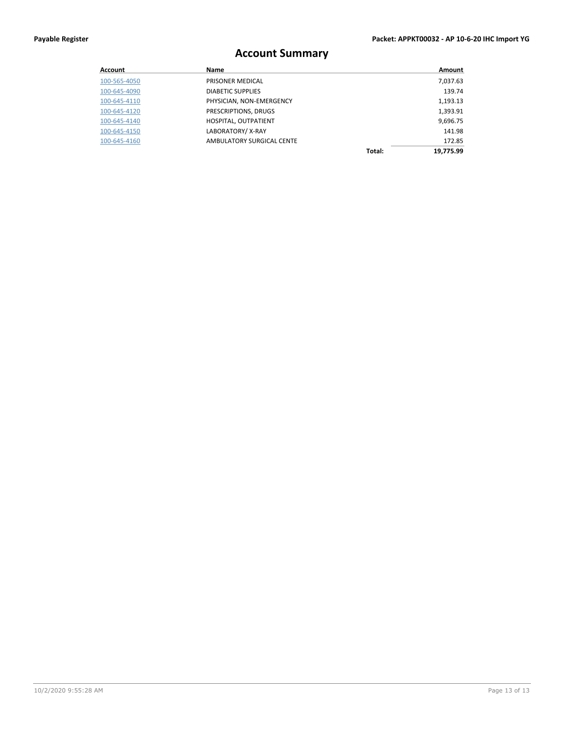# Account Summary

| Account | Name | | Amount |
|---|---|---|---|
| 100-565-4050 | PRISONER MEDICAL | | 7,037.63 |
| 100-645-4090 | DIABETIC SUPPLIES | | 139.74 |
| 100-645-4110 | PHYSICIAN, NON-EMERGENCY | | 1,193.13 |
| 100-645-4120 | PRESCRIPTIONS, DRUGS | | 1,393.91 |
| 100-645-4140 | HOSPITAL, OUTPATIENT | | 9,696.75 |
| 100-645-4150 | LABORATORY/ X-RAY | | 141.98 |
| 100-645-4160 | AMBULATORY SURGICAL CENTE | | 172.85 |
| | | **Total:** | **19,775.99** |